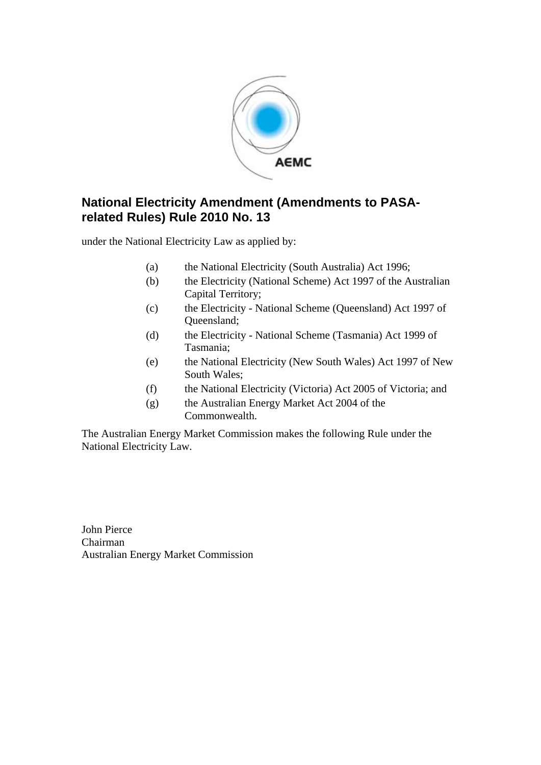# National Electricity Amendment (Amendments to PASA-related Rules) Rule 2010 No. 13

under the National Electricity Law as applied by:

(a) the National Electricity (South Australia) Act 1996;

(b) the Electricity (National Scheme) Act 1997 of the Australian Capital Territory;

(c) the Electricity - National Scheme (Queensland) Act 1997 of Queensland;

(d) the Electricity - National Scheme (Tasmania) Act 1999 of Tasmania;

(e) the National Electricity (New South Wales) Act 1997 of New South Wales;

(f) the National Electricity (Victoria) Act 2005 of Victoria; and

(g) the Australian Energy Market Act 2004 of the Commonwealth.

The Australian Energy Market Commission makes the following Rule under the National Electricity Law.

John Pierce
Chairman
Australian Energy Market Commission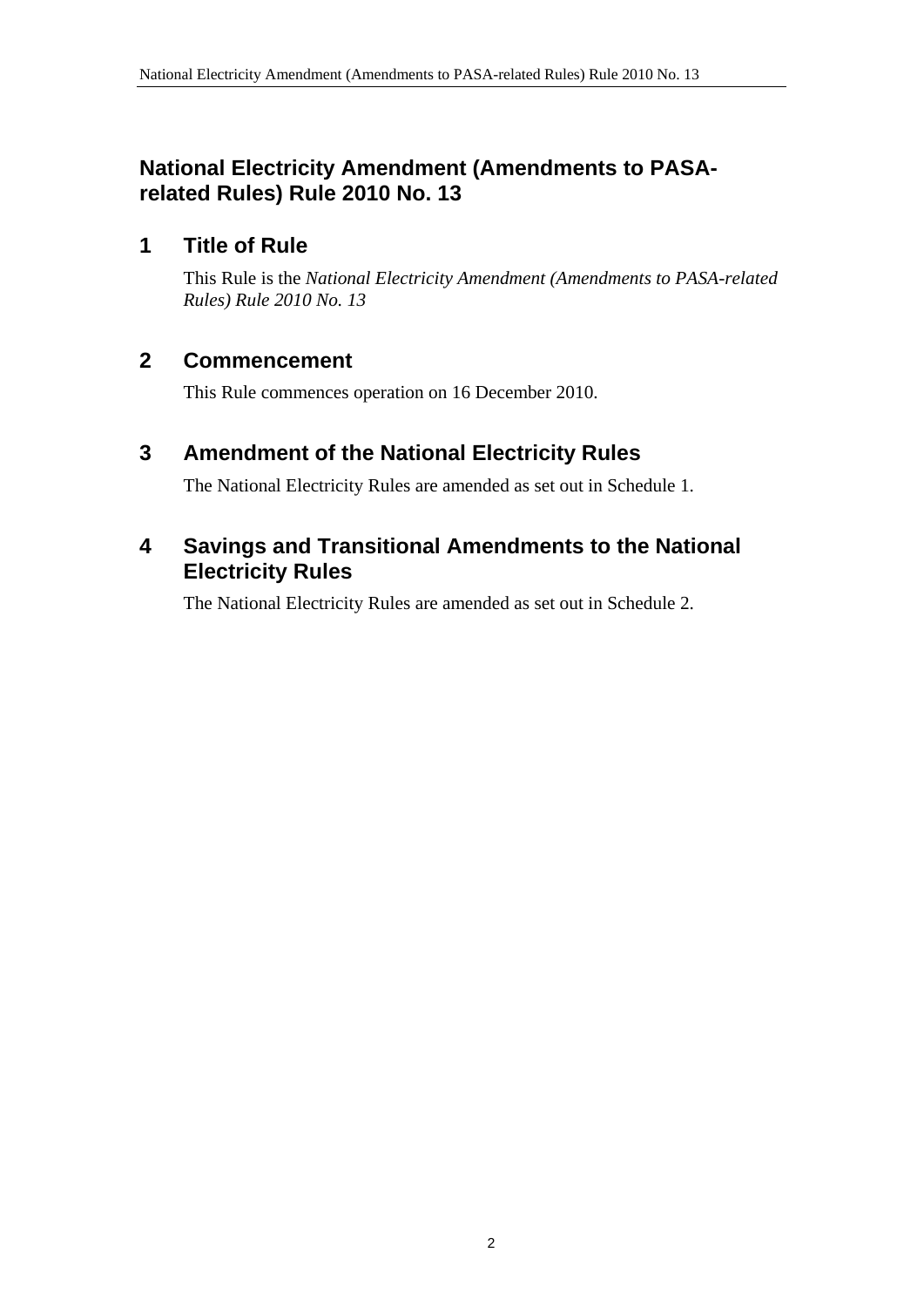## National Electricity Amendment (Amendments to PASA-related Rules) Rule 2010 No. 13

### 1 Title of Rule

This Rule is the *National Electricity Amendment (Amendments to PASA-related Rules) Rule 2010 No. 13*

### 2 Commencement

This Rule commences operation on 16 December 2010.

### 3 Amendment of the National Electricity Rules

The National Electricity Rules are amended as set out in Schedule 1.

### 4 Savings and Transitional Amendments to the National Electricity Rules

The National Electricity Rules are amended as set out in Schedule 2.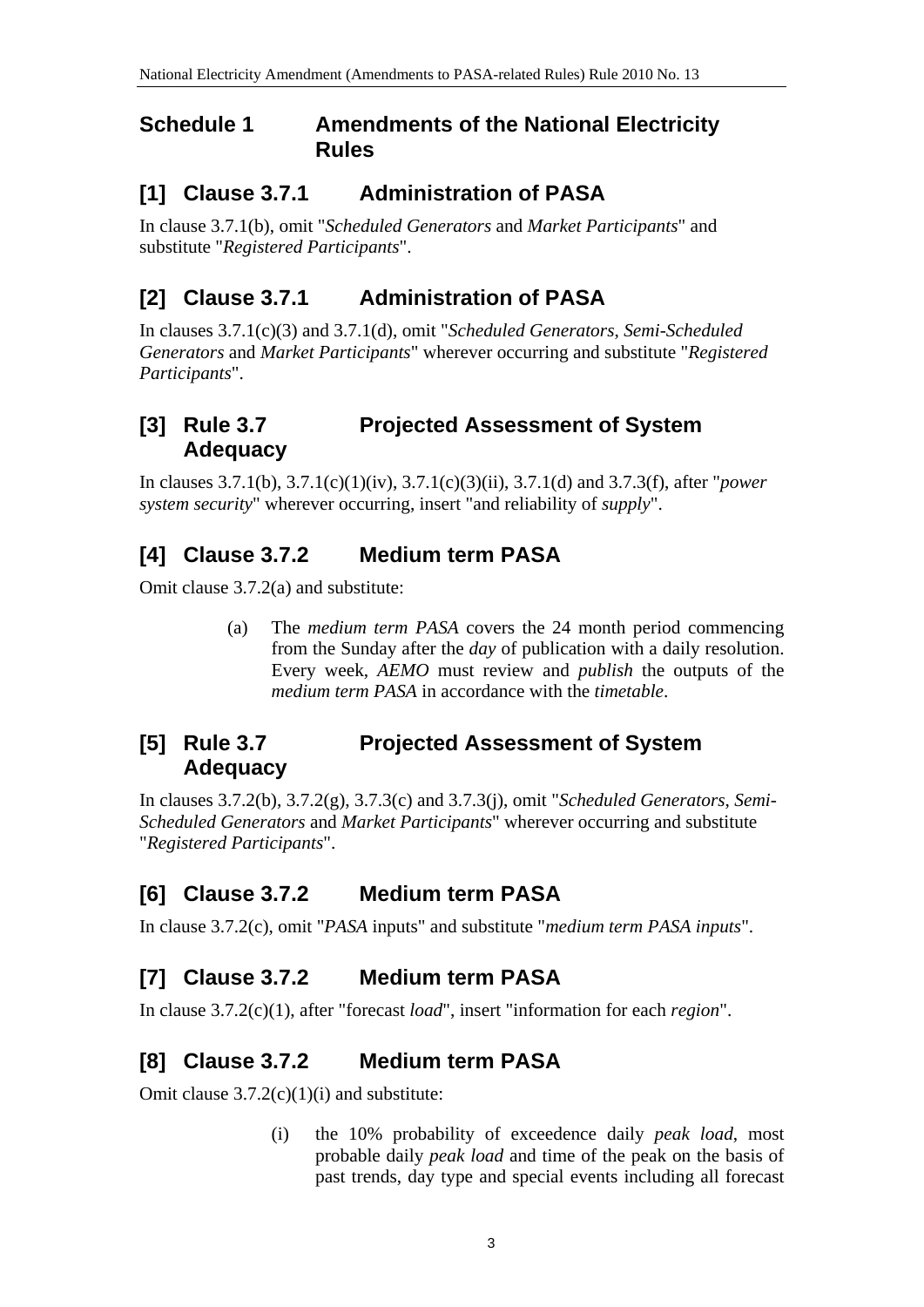## Schedule 1 Amendments of the National Electricity Rules

### [1] Clause 3.7.1 Administration of PASA

In clause 3.7.1(b), omit "*Scheduled Generators* and *Market Participants*" and substitute "*Registered Participants*".

### [2] Clause 3.7.1 Administration of PASA

In clauses 3.7.1(c)(3) and 3.7.1(d), omit "*Scheduled Generators*, *Semi-Scheduled Generators* and *Market Participants*" wherever occurring and substitute "*Registered Participants*".

### [3] Rule 3.7 Projected Assessment of System Adequacy

In clauses 3.7.1(b), 3.7.1(c)(1)(iv), 3.7.1(c)(3)(ii), 3.7.1(d) and 3.7.3(f), after "*power system security*" wherever occurring, insert "and reliability of *supply*".

### [4] Clause 3.7.2 Medium term PASA

Omit clause 3.7.2(a) and substitute:

> (a) The *medium term PASA* covers the 24 month period commencing from the Sunday after the *day* of publication with a daily resolution. Every week, *AEMO* must review and *publish* the outputs of the *medium term PASA* in accordance with the *timetable*.

### [5] Rule 3.7 Projected Assessment of System Adequacy

In clauses 3.7.2(b), 3.7.2(g), 3.7.3(c) and 3.7.3(j), omit "*Scheduled Generators*, *Semi-Scheduled Generators* and *Market Participants*" wherever occurring and substitute "*Registered Participants*".

### [6] Clause 3.7.2 Medium term PASA

In clause 3.7.2(c), omit "*PASA* inputs" and substitute "*medium term PASA inputs*".

### [7] Clause 3.7.2 Medium term PASA

In clause 3.7.2(c)(1), after "forecast *load*", insert "information for each *region*".

### [8] Clause 3.7.2 Medium term PASA

Omit clause 3.7.2(c)(1)(i) and substitute:

> (i) the 10% probability of exceedence daily *peak load*, most probable daily *peak load* and time of the peak on the basis of past trends, day type and special events including all forecast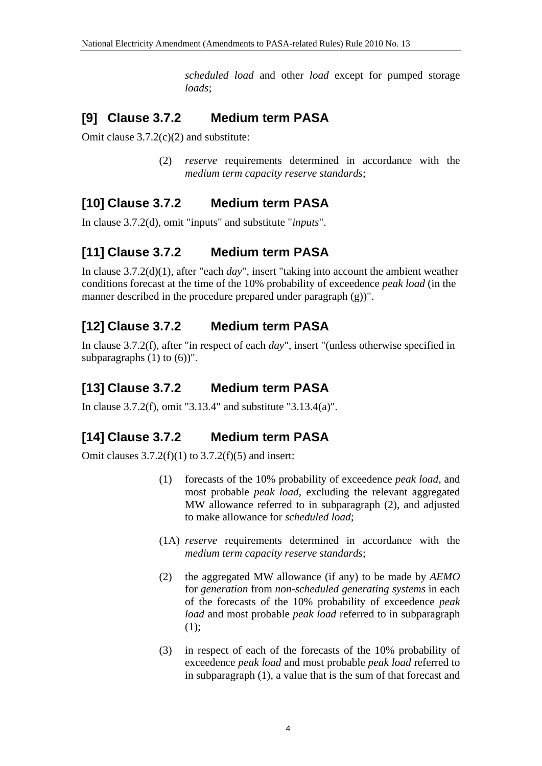*scheduled load* and other *load* except for pumped storage *loads*;

## [9] Clause 3.7.2 Medium term PASA

Omit clause 3.7.2(c)(2) and substitute:

(2) *reserve* requirements determined in accordance with the *medium term capacity reserve standards*;

## [10] Clause 3.7.2 Medium term PASA

In clause 3.7.2(d), omit "inputs" and substitute "*inputs*".

## [11] Clause 3.7.2 Medium term PASA

In clause 3.7.2(d)(1), after "each *day*", insert "taking into account the ambient weather conditions forecast at the time of the 10% probability of exceedence *peak load* (in the manner described in the procedure prepared under paragraph (g))".

## [12] Clause 3.7.2 Medium term PASA

In clause 3.7.2(f), after "in respect of each *day*", insert "(unless otherwise specified in subparagraphs (1) to (6))".

## [13] Clause 3.7.2 Medium term PASA

In clause 3.7.2(f), omit "3.13.4" and substitute "3.13.4(a)".

## [14] Clause 3.7.2 Medium term PASA

Omit clauses 3.7.2(f)(1) to 3.7.2(f)(5) and insert:

(1) forecasts of the 10% probability of exceedence *peak load*, and most probable *peak load*, excluding the relevant aggregated MW allowance referred to in subparagraph (2), and adjusted to make allowance for *scheduled load*;

(1A) *reserve* requirements determined in accordance with the *medium term capacity reserve standards*;

(2) the aggregated MW allowance (if any) to be made by *AEMO* for *generation* from *non-scheduled generating systems* in each of the forecasts of the 10% probability of exceedence *peak load* and most probable *peak load* referred to in subparagraph (1);

(3) in respect of each of the forecasts of the 10% probability of exceedence *peak load* and most probable *peak load* referred to in subparagraph (1), a value that is the sum of that forecast and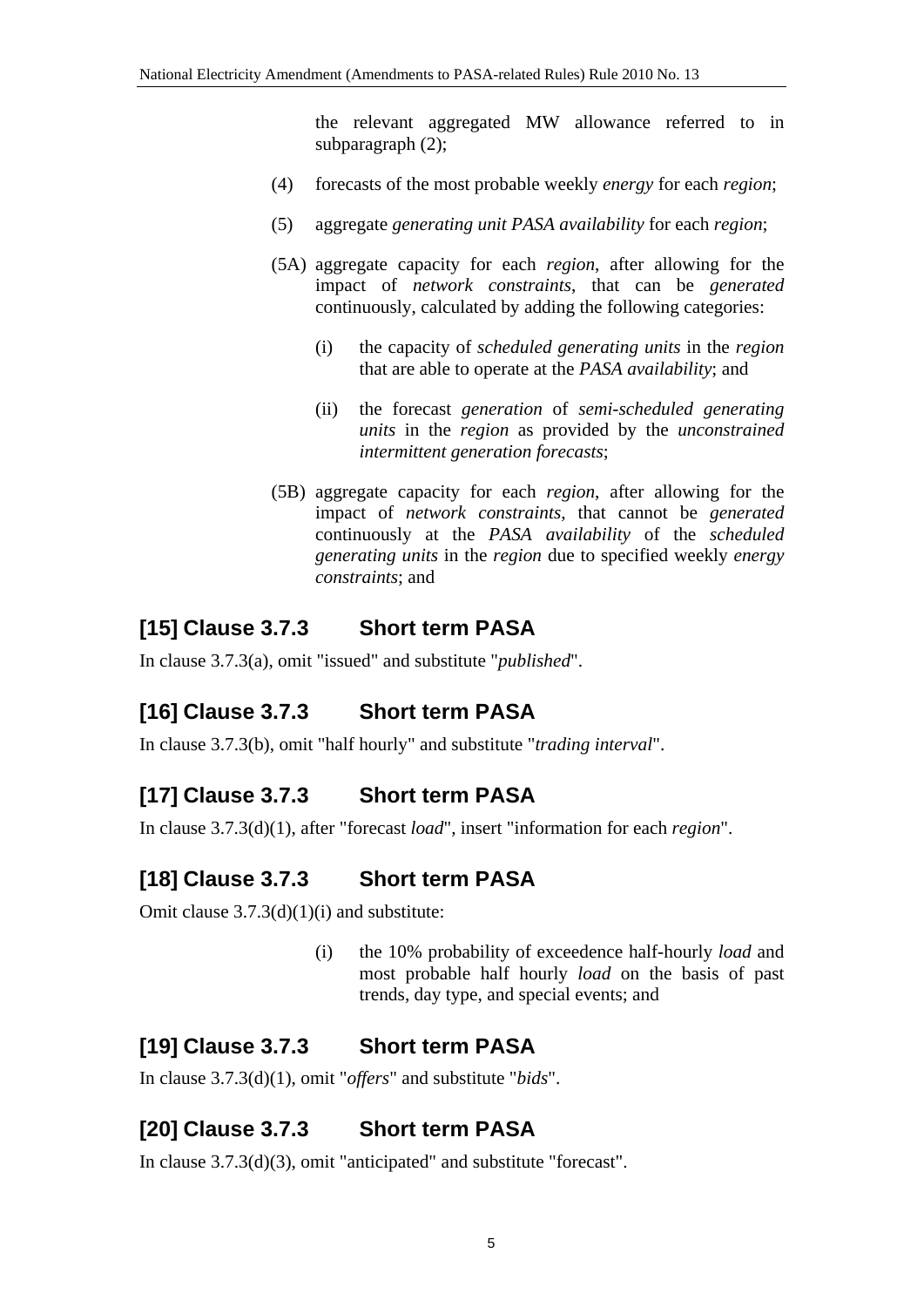the relevant aggregated MW allowance referred to in subparagraph (2);

(4) forecasts of the most probable weekly *energy* for each *region*;

(5) aggregate *generating unit PASA availability* for each *region*;

(5A) aggregate capacity for each *region*, after allowing for the impact of *network constraints*, that can be *generated* continuously, calculated by adding the following categories:

   (i) the capacity of *scheduled generating units* in the *region* that are able to operate at the *PASA availability*; and

   (ii) the forecast *generation* of *semi-scheduled generating units* in the *region* as provided by the *unconstrained intermittent generation forecasts*;

(5B) aggregate capacity for each *region*, after allowing for the impact of *network constraints*, that cannot be *generated* continuously at the *PASA availability* of the *scheduled generating units* in the *region* due to specified weekly *energy constraints*; and

## [15] Clause 3.7.3 Short term PASA

In clause 3.7.3(a), omit "issued" and substitute "*published*".

## [16] Clause 3.7.3 Short term PASA

In clause 3.7.3(b), omit "half hourly" and substitute "*trading interval*".

## [17] Clause 3.7.3 Short term PASA

In clause 3.7.3(d)(1), after "forecast *load*", insert "information for each *region*".

## [18] Clause 3.7.3 Short term PASA

Omit clause 3.7.3(d)(1)(i) and substitute:

   (i) the 10% probability of exceedence half-hourly *load* and most probable half hourly *load* on the basis of past trends, day type, and special events; and

## [19] Clause 3.7.3 Short term PASA

In clause 3.7.3(d)(1), omit "*offers*" and substitute "*bids*".

## [20] Clause 3.7.3 Short term PASA

In clause 3.7.3(d)(3), omit "anticipated" and substitute "forecast".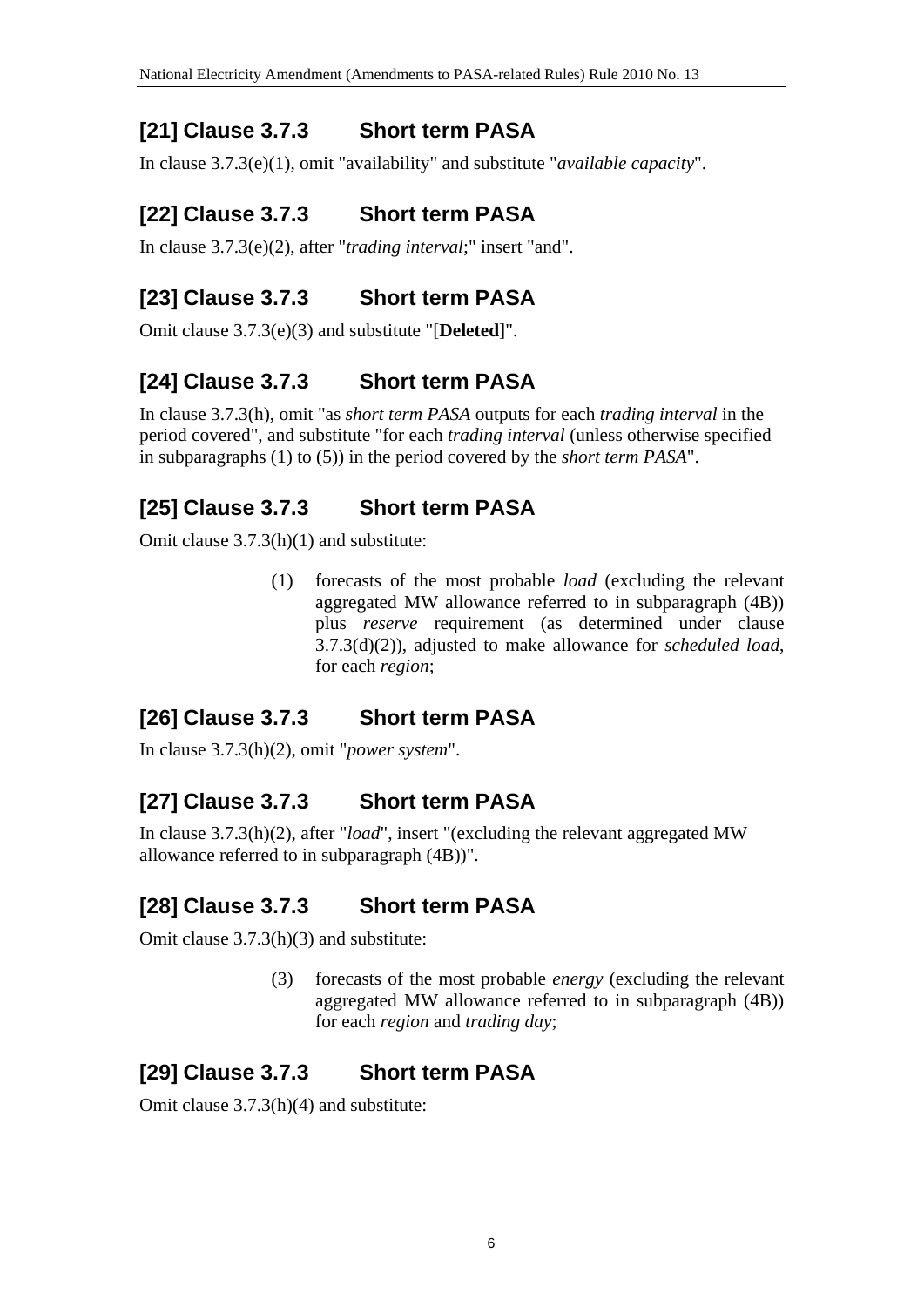## [21] Clause 3.7.3 Short term PASA

In clause 3.7.3(e)(1), omit "availability" and substitute "*available capacity*".

## [22] Clause 3.7.3 Short term PASA

In clause 3.7.3(e)(2), after "*trading interval*;" insert "and".

## [23] Clause 3.7.3 Short term PASA

Omit clause 3.7.3(e)(3) and substitute "[**Deleted**]".

## [24] Clause 3.7.3 Short term PASA

In clause 3.7.3(h), omit "as *short term PASA* outputs for each *trading interval* in the period covered", and substitute "for each *trading interval* (unless otherwise specified in subparagraphs (1) to (5)) in the period covered by the *short term PASA*".

## [25] Clause 3.7.3 Short term PASA

Omit clause 3.7.3(h)(1) and substitute:

> (1) forecasts of the most probable *load* (excluding the relevant aggregated MW allowance referred to in subparagraph (4B)) plus *reserve* requirement (as determined under clause 3.7.3(d)(2)), adjusted to make allowance for *scheduled load*, for each *region*;

## [26] Clause 3.7.3 Short term PASA

In clause 3.7.3(h)(2), omit "*power system*".

## [27] Clause 3.7.3 Short term PASA

In clause 3.7.3(h)(2), after "*load*", insert "(excluding the relevant aggregated MW allowance referred to in subparagraph (4B))".

## [28] Clause 3.7.3 Short term PASA

Omit clause 3.7.3(h)(3) and substitute:

> (3) forecasts of the most probable *energy* (excluding the relevant aggregated MW allowance referred to in subparagraph (4B)) for each *region* and *trading day*;

## [29] Clause 3.7.3 Short term PASA

Omit clause 3.7.3(h)(4) and substitute: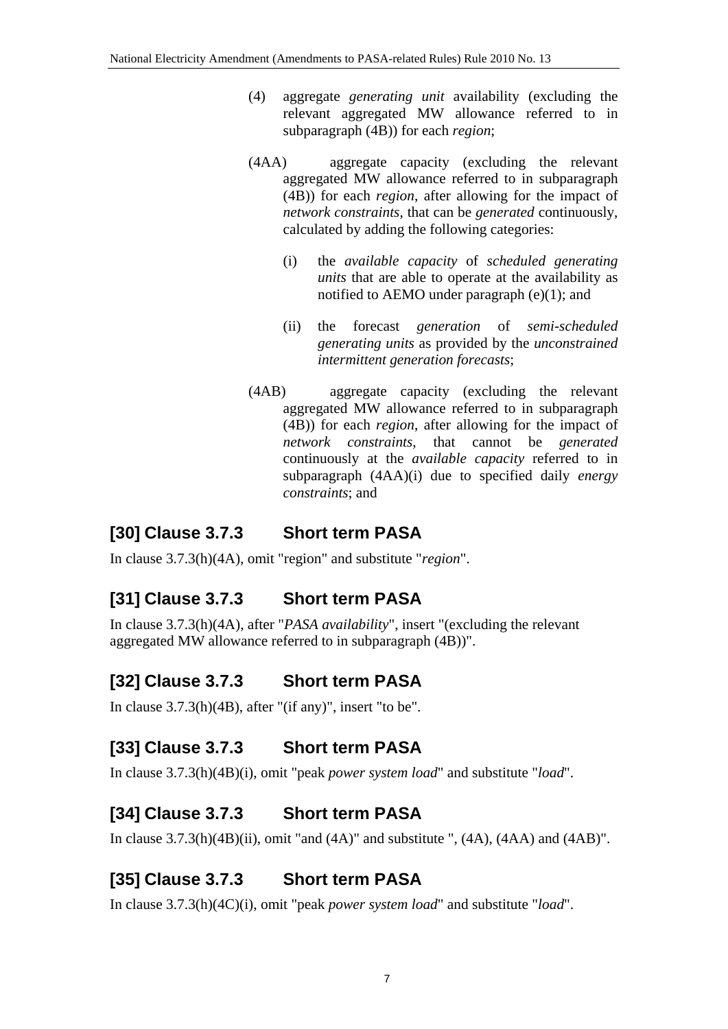(4) aggregate *generating unit* availability (excluding the relevant aggregated MW allowance referred to in subparagraph (4B)) for each *region*;

(4AA) aggregate capacity (excluding the relevant aggregated MW allowance referred to in subparagraph (4B)) for each *region*, after allowing for the impact of *network constraints*, that can be *generated* continuously, calculated by adding the following categories:

(i) the *available capacity* of *scheduled generating units* that are able to operate at the availability as notified to AEMO under paragraph (e)(1); and

(ii) the forecast *generation* of *semi-scheduled generating units* as provided by the *unconstrained intermittent generation forecasts*;

(4AB) aggregate capacity (excluding the relevant aggregated MW allowance referred to in subparagraph (4B)) for each *region*, after allowing for the impact of *network constraints*, that cannot be *generated* continuously at the *available capacity* referred to in subparagraph (4AA)(i) due to specified daily *energy constraints*; and

## [30] Clause 3.7.3 Short term PASA

In clause 3.7.3(h)(4A), omit "region" and substitute "*region*".

## [31] Clause 3.7.3 Short term PASA

In clause 3.7.3(h)(4A), after "*PASA availability*", insert "(excluding the relevant aggregated MW allowance referred to in subparagraph (4B))".

## [32] Clause 3.7.3 Short term PASA

In clause 3.7.3(h)(4B), after "(if any)", insert "to be".

## [33] Clause 3.7.3 Short term PASA

In clause 3.7.3(h)(4B)(i), omit "peak *power system load*" and substitute "*load*".

## [34] Clause 3.7.3 Short term PASA

In clause 3.7.3(h)(4B)(ii), omit "and (4A)" and substitute ", (4A), (4AA) and (4AB)".

## [35] Clause 3.7.3 Short term PASA

In clause 3.7.3(h)(4C)(i), omit "peak *power system load*" and substitute "*load*".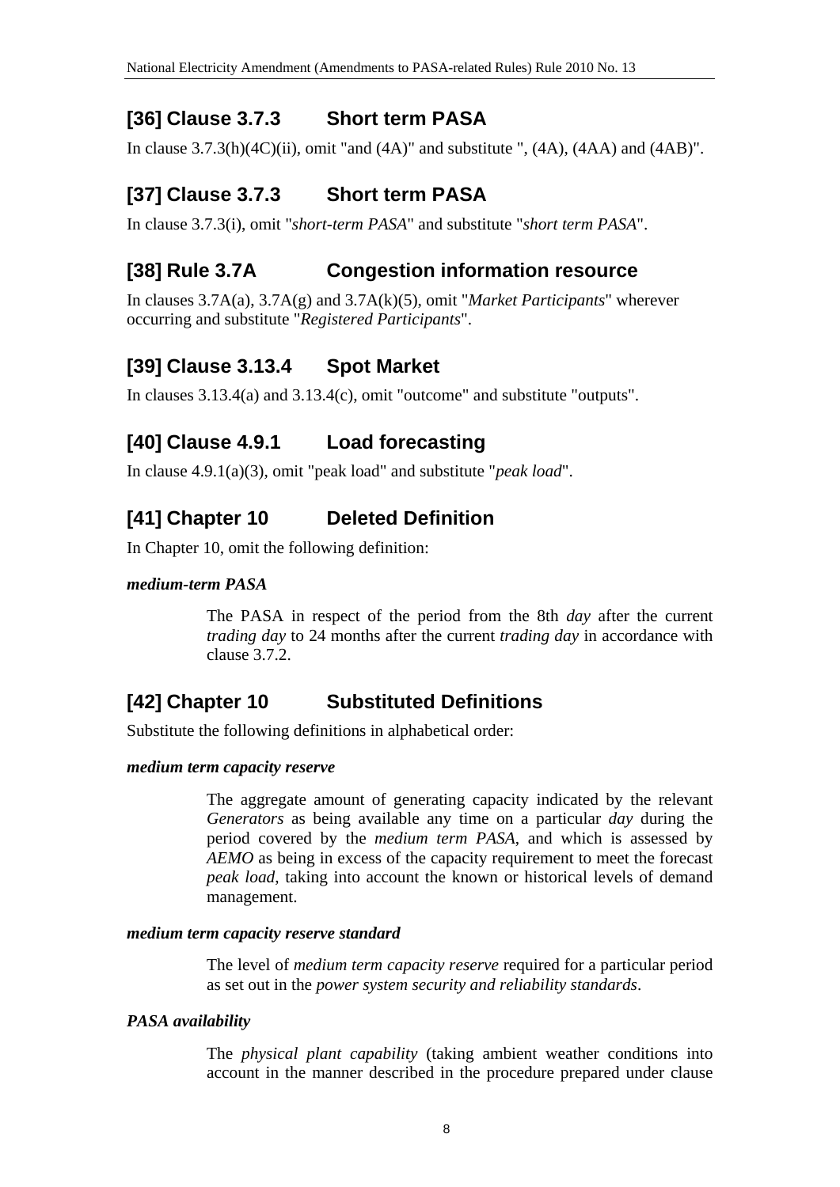## [36] Clause 3.7.3 Short term PASA

In clause 3.7.3(h)(4C)(ii), omit "and (4A)" and substitute ", (4A), (4AA) and (4AB)".

## [37] Clause 3.7.3 Short term PASA

In clause 3.7.3(i), omit "*short-term PASA*" and substitute "*short term PASA*".

## [38] Rule 3.7A Congestion information resource

In clauses 3.7A(a), 3.7A(g) and 3.7A(k)(5), omit "*Market Participants*" wherever occurring and substitute "*Registered Participants*".

## [39] Clause 3.13.4 Spot Market

In clauses 3.13.4(a) and 3.13.4(c), omit "outcome" and substitute "outputs".

## [40] Clause 4.9.1 Load forecasting

In clause 4.9.1(a)(3), omit "peak load" and substitute "*peak load*".

## [41] Chapter 10 Deleted Definition

In Chapter 10, omit the following definition:

***medium-term PASA***

The PASA in respect of the period from the 8th *day* after the current *trading day* to 24 months after the current *trading day* in accordance with clause 3.7.2.

## [42] Chapter 10 Substituted Definitions

Substitute the following definitions in alphabetical order:

***medium term capacity reserve***

The aggregate amount of generating capacity indicated by the relevant *Generators* as being available any time on a particular *day* during the period covered by the *medium term PASA*, and which is assessed by *AEMO* as being in excess of the capacity requirement to meet the forecast *peak load*, taking into account the known or historical levels of demand management.

***medium term capacity reserve standard***

The level of *medium term capacity reserve* required for a particular period as set out in the *power system security and reliability standards*.

***PASA availability***

The *physical plant capability* (taking ambient weather conditions into account in the manner described in the procedure prepared under clause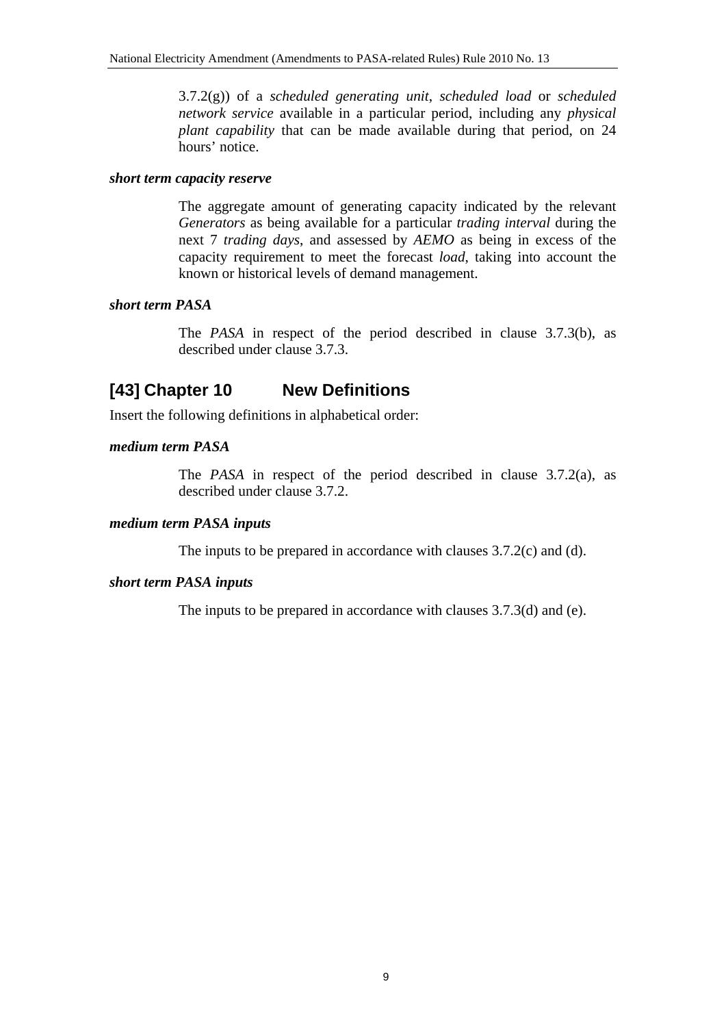3.7.2(g)) of a *scheduled generating unit*, *scheduled load* or *scheduled network service* available in a particular period, including any *physical plant capability* that can be made available during that period, on 24 hours' notice.

***short term capacity reserve***

The aggregate amount of generating capacity indicated by the relevant *Generators* as being available for a particular *trading interval* during the next 7 *trading days*, and assessed by *AEMO* as being in excess of the capacity requirement to meet the forecast *load*, taking into account the known or historical levels of demand management.

***short term PASA***

The *PASA* in respect of the period described in clause 3.7.3(b), as described under clause 3.7.3.

## [43] Chapter 10 New Definitions

Insert the following definitions in alphabetical order:

***medium term PASA***

The *PASA* in respect of the period described in clause 3.7.2(a), as described under clause 3.7.2.

***medium term PASA inputs***

The inputs to be prepared in accordance with clauses 3.7.2(c) and (d).

***short term PASA inputs***

The inputs to be prepared in accordance with clauses 3.7.3(d) and (e).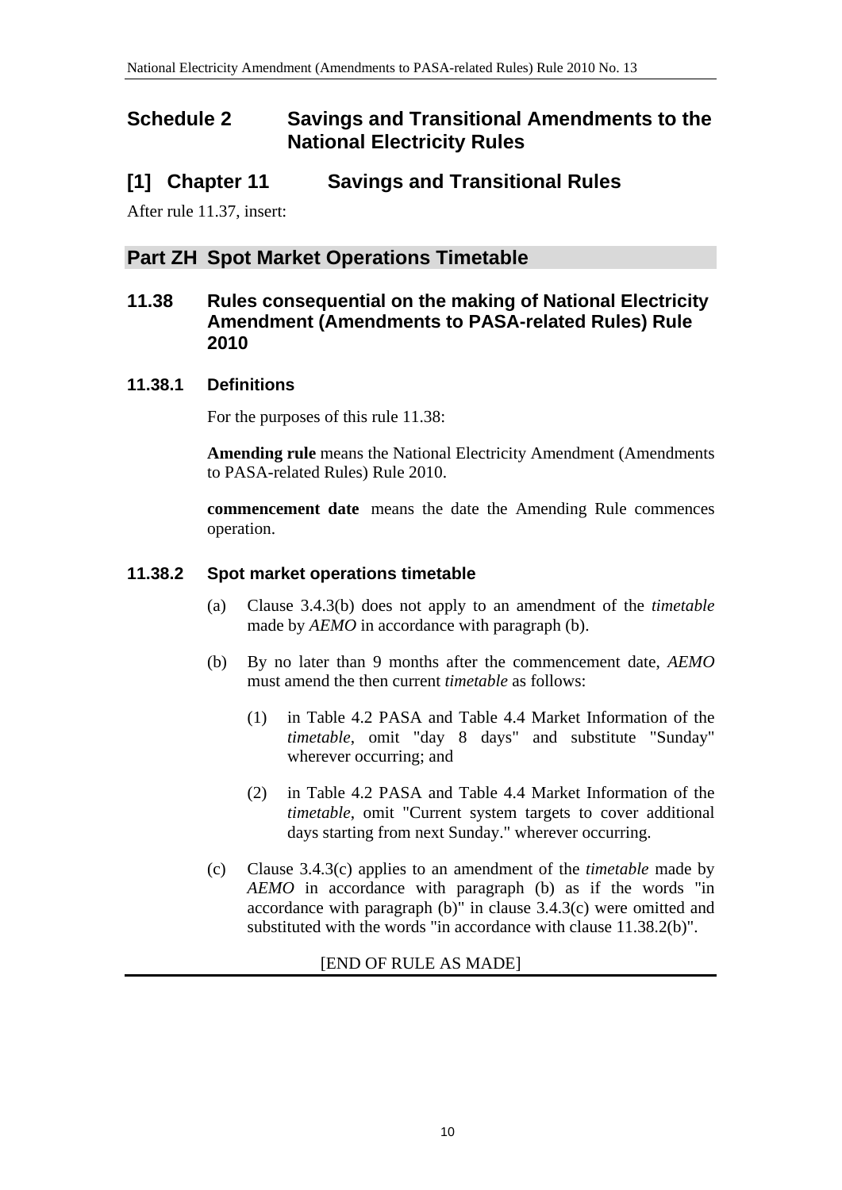# Schedule 2 Savings and Transitional Amendments to the National Electricity Rules

## [1] Chapter 11 Savings and Transitional Rules

After rule 11.37, insert:

## Part ZH Spot Market Operations Timetable

### 11.38 Rules consequential on the making of National Electricity Amendment (Amendments to PASA-related Rules) Rule 2010

#### 11.38.1 Definitions

For the purposes of this rule 11.38:

**Amending rule** means the National Electricity Amendment (Amendments to PASA-related Rules) Rule 2010.

**commencement date** means the date the Amending Rule commences operation.

#### 11.38.2 Spot market operations timetable

(a) Clause 3.4.3(b) does not apply to an amendment of the *timetable* made by *AEMO* in accordance with paragraph (b).

(b) By no later than 9 months after the commencement date, *AEMO* must amend the then current *timetable* as follows:

  (1) in Table 4.2 PASA and Table 4.4 Market Information of the *timetable*, omit "day 8 days" and substitute "Sunday" wherever occurring; and

  (2) in Table 4.2 PASA and Table 4.4 Market Information of the *timetable*, omit "Current system targets to cover additional days starting from next Sunday." wherever occurring.

(c) Clause 3.4.3(c) applies to an amendment of the *timetable* made by *AEMO* in accordance with paragraph (b) as if the words "in accordance with paragraph (b)" in clause 3.4.3(c) were omitted and substituted with the words "in accordance with clause 11.38.2(b)".

[END OF RULE AS MADE]